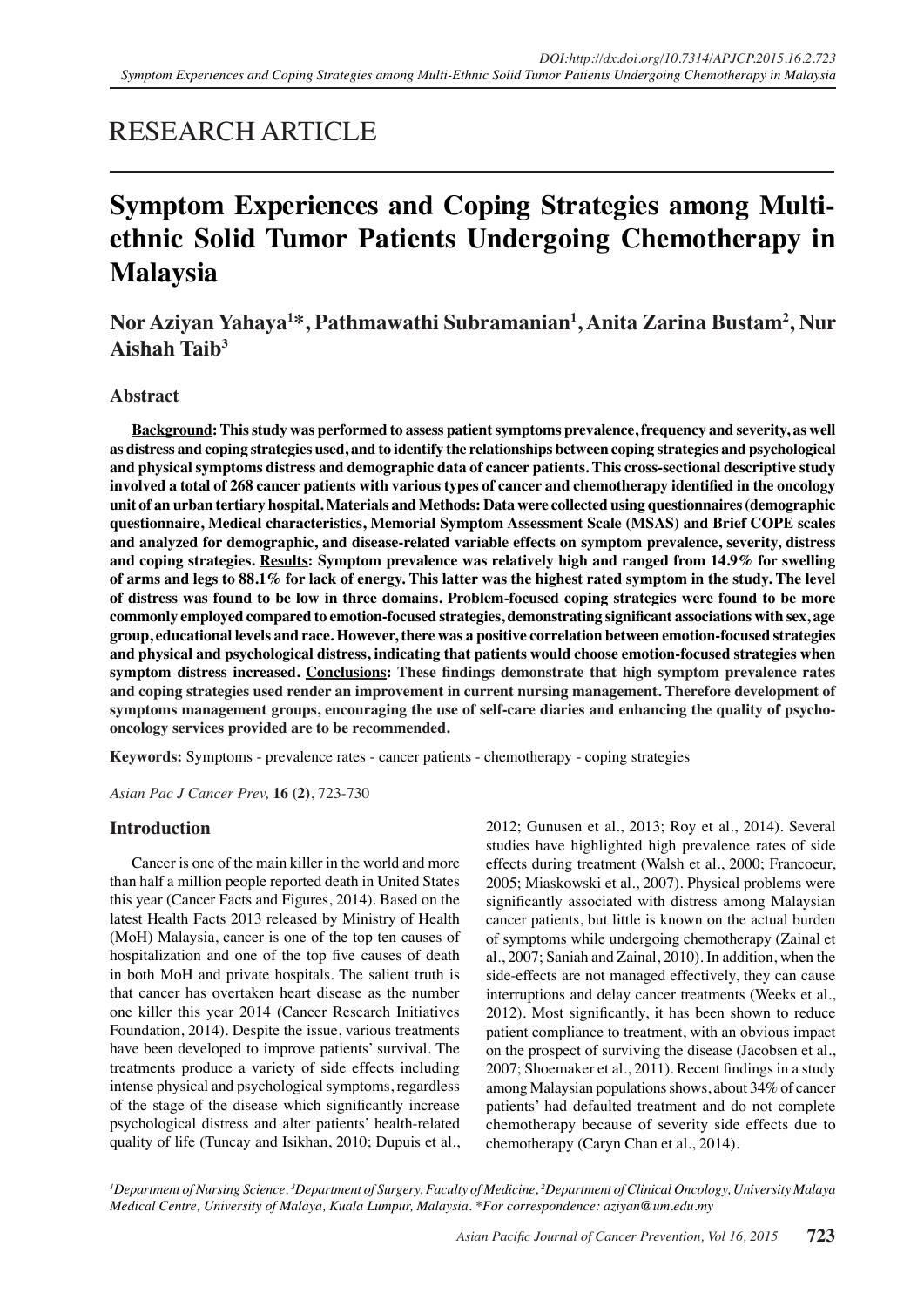RESEARCH ARTICLE

# Symptom Experiences and Coping Strategies among Multi-ethnic Solid Tumor Patients Undergoing Chemotherapy in Malaysia

**Nor Aziyan Yahaya[1]*, Pathmawathi Subramanian[1], Anita Zarina Bustam[2], Nur Aishah Taib[3]**

## Abstract

**Background: This study was performed to assess patient symptoms prevalence, frequency and severity, as well as distress and coping strategies used, and to identify the relationships between coping strategies and psychological and physical symptoms distress and demographic data of cancer patients. This cross-sectional descriptive study involved a total of 268 cancer patients with various types of cancer and chemotherapy identified in the oncology unit of an urban tertiary hospital. Materials and Methods: Data were collected using questionnaires (demographic questionnaire, Medical characteristics, Memorial Symptom Assessment Scale (MSAS) and Brief COPE scales and analyzed for demographic, and disease-related variable effects on symptom prevalence, severity, distress and coping strategies. Results: Symptom prevalence was relatively high and ranged from 14.9% for swelling of arms and legs to 88.1% for lack of energy. This latter was the highest rated symptom in the study. The level of distress was found to be low in three domains. Problem-focused coping strategies were found to be more commonly employed compared to emotion-focused strategies, demonstrating significant associations with sex, age group, educational levels and race. However, there was a positive correlation between emotion-focused strategies and physical and psychological distress, indicating that patients would choose emotion-focused strategies when symptom distress increased. Conclusions: These findings demonstrate that high symptom prevalence rates and coping strategies used render an improvement in current nursing management. Therefore development of symptoms management groups, encouraging the use of self-care diaries and enhancing the quality of psycho-oncology services provided are to be recommended.**

**Keywords:** Symptoms - prevalence rates - cancer patients - chemotherapy - coping strategies

*Asian Pac J Cancer Prev,* **16 (2)**, 723-730

## Introduction

Cancer is one of the main killer in the world and more than half a million people reported death in United States this year (Cancer Facts and Figures, 2014). Based on the latest Health Facts 2013 released by Ministry of Health (MoH) Malaysia, cancer is one of the top ten causes of hospitalization and one of the top five causes of death in both MoH and private hospitals. The salient truth is that cancer has overtaken heart disease as the number one killer this year 2014 (Cancer Research Initiatives Foundation, 2014). Despite the issue, various treatments have been developed to improve patients' survival. The treatments produce a variety of side effects including intense physical and psychological symptoms, regardless of the stage of the disease which significantly increase psychological distress and alter patients' health-related quality of life (Tuncay and Isikhan, 2010; Dupuis et al., 2012; Gunusen et al., 2013; Roy et al., 2014). Several studies have highlighted high prevalence rates of side effects during treatment (Walsh et al., 2000; Francoeur, 2005; Miaskowski et al., 2007). Physical problems were significantly associated with distress among Malaysian cancer patients, but little is known on the actual burden of symptoms while undergoing chemotherapy (Zainal et al., 2007; Saniah and Zainal, 2010). In addition, when the side-effects are not managed effectively, they can cause interruptions and delay cancer treatments (Weeks et al., 2012). Most significantly, it has been shown to reduce patient compliance to treatment, with an obvious impact on the prospect of surviving the disease (Jacobsen et al., 2007; Shoemaker et al., 2011). Recent findings in a study among Malaysian populations shows, about 34% of cancer patients' had defaulted treatment and do not complete chemotherapy because of severity side effects due to chemotherapy (Caryn Chan et al., 2014).

*[1]Department of Nursing Science, [3]Department of Surgery, Faculty of Medicine, [2]Department of Clinical Oncology, University Malaya Medical Centre, University of Malaya, Kuala Lumpur, Malaysia. *For correspondence: aziyan@um.edu.my*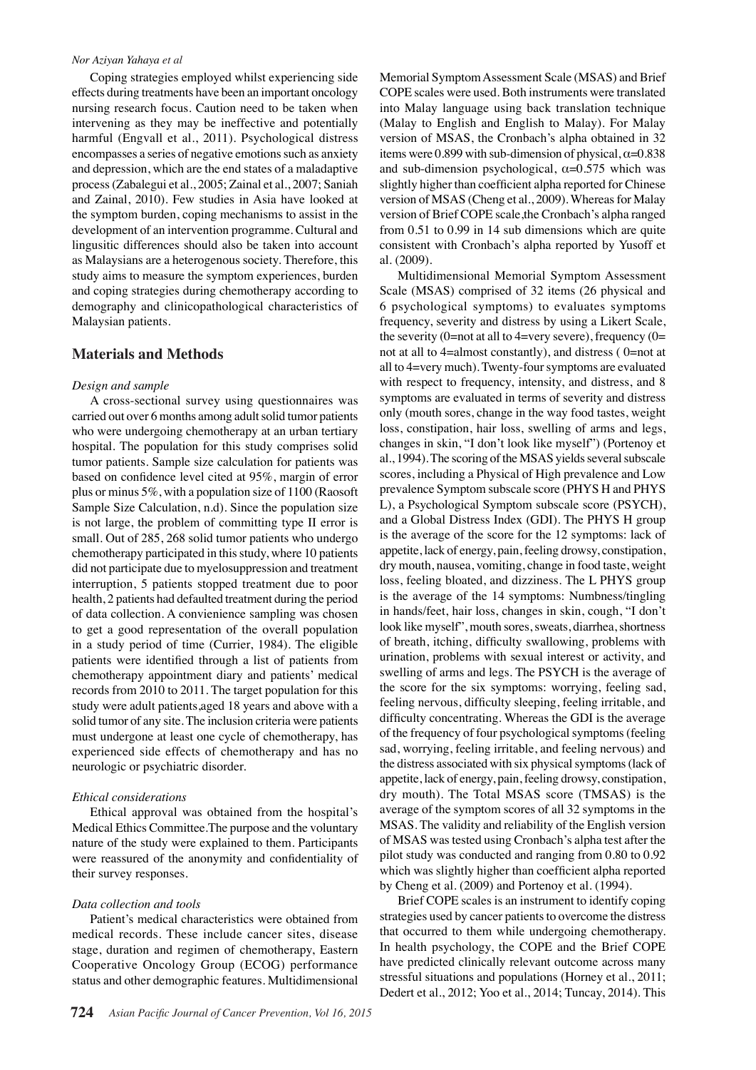Coping strategies employed whilst experiencing side effects during treatments have been an important oncology nursing research focus. Caution need to be taken when intervening as they may be ineffective and potentially harmful (Engvall et al., 2011). Psychological distress encompasses a series of negative emotions such as anxiety and depression, which are the end states of a maladaptive process (Zabalegui et al., 2005; Zainal et al., 2007; Saniah and Zainal, 2010). Few studies in Asia have looked at the symptom burden, coping mechanisms to assist in the development of an intervention programme. Cultural and lingusitic differences should also be taken into account as Malaysians are a heterogenous society. Therefore, this study aims to measure the symptom experiences, burden and coping strategies during chemotherapy according to demography and clinicopathological characteristics of Malaysian patients.

## Materials and Methods

### *Design and sample*

A cross-sectional survey using questionnaires was carried out over 6 months among adult solid tumor patients who were undergoing chemotherapy at an urban tertiary hospital. The population for this study comprises solid tumor patients. Sample size calculation for patients was based on confidence level cited at 95%, margin of error plus or minus 5%, with a population size of 1100 (Raosoft Sample Size Calculation, n.d). Since the population size is not large, the problem of committing type II error is small. Out of 285, 268 solid tumor patients who undergo chemotherapy participated in this study, where 10 patients did not participate due to myelosuppression and treatment interruption, 5 patients stopped treatment due to poor health, 2 patients had defaulted treatment during the period of data collection. A convienience sampling was chosen to get a good representation of the overall population in a study period of time (Currier, 1984). The eligible patients were identified through a list of patients from chemotherapy appointment diary and patients' medical records from 2010 to 2011. The target population for this study were adult patients,aged 18 years and above with a solid tumor of any site. The inclusion criteria were patients must undergone at least one cycle of chemotherapy, has experienced side effects of chemotherapy and has no neurologic or psychiatric disorder.

### *Ethical considerations*

Ethical approval was obtained from the hospital's Medical Ethics Committee.The purpose and the voluntary nature of the study were explained to them. Participants were reassured of the anonymity and confidentiality of their survey responses.

### *Data collection and tools*

Patient's medical characteristics were obtained from medical records. These include cancer sites, disease stage, duration and regimen of chemotherapy, Eastern Cooperative Oncology Group (ECOG) performance status and other demographic features. Multidimensional Memorial Symptom Assessment Scale (MSAS) and Brief COPE scales were used. Both instruments were translated into Malay language using back translation technique (Malay to English and English to Malay). For Malay version of MSAS, the Cronbach's alpha obtained in 32 items were 0.899 with sub-dimension of physical, $\alpha$=0.838 and sub-dimension psychological, $\alpha$=0.575 which was slightly higher than coefficient alpha reported for Chinese version of MSAS (Cheng et al., 2009). Whereas for Malay version of Brief COPE scale,the Cronbach's alpha ranged from 0.51 to 0.99 in 14 sub dimensions which are quite consistent with Cronbach's alpha reported by Yusoff et al. (2009).

Multidimensional Memorial Symptom Assessment Scale (MSAS) comprised of 32 items (26 physical and 6 psychological symptoms) to evaluates symptoms frequency, severity and distress by using a Likert Scale, the severity (0=not at all to 4=very severe), frequency (0= not at all to 4=almost constantly), and distress ( 0=not at all to 4=very much). Twenty-four symptoms are evaluated with respect to frequency, intensity, and distress, and 8 symptoms are evaluated in terms of severity and distress only (mouth sores, change in the way food tastes, weight loss, constipation, hair loss, swelling of arms and legs, changes in skin, "I don't look like myself") (Portenoy et al., 1994). The scoring of the MSAS yields several subscale scores, including a Physical of High prevalence and Low prevalence Symptom subscale score (PHYS H and PHYS L), a Psychological Symptom subscale score (PSYCH), and a Global Distress Index (GDI). The PHYS H group is the average of the score for the 12 symptoms: lack of appetite, lack of energy, pain, feeling drowsy, constipation, dry mouth, nausea, vomiting, change in food taste, weight loss, feeling bloated, and dizziness. The L PHYS group is the average of the 14 symptoms: Numbness/tingling in hands/feet, hair loss, changes in skin, cough, "I don't look like myself", mouth sores, sweats, diarrhea, shortness of breath, itching, difficulty swallowing, problems with urination, problems with sexual interest or activity, and swelling of arms and legs. The PSYCH is the average of the score for the six symptoms: worrying, feeling sad, feeling nervous, difficulty sleeping, feeling irritable, and difficulty concentrating. Whereas the GDI is the average of the frequency of four psychological symptoms (feeling sad, worrying, feeling irritable, and feeling nervous) and the distress associated with six physical symptoms (lack of appetite, lack of energy, pain, feeling drowsy, constipation, dry mouth). The Total MSAS score (TMSAS) is the average of the symptom scores of all 32 symptoms in the MSAS. The validity and reliability of the English version of MSAS was tested using Cronbach's alpha test after the pilot study was conducted and ranging from 0.80 to 0.92 which was slightly higher than coefficient alpha reported by Cheng et al. (2009) and Portenoy et al. (1994).

Brief COPE scales is an instrument to identify coping strategies used by cancer patients to overcome the distress that occurred to them while undergoing chemotherapy. In health psychology, the COPE and the Brief COPE have predicted clinically relevant outcome across many stressful situations and populations (Horney et al., 2011; Dedert et al., 2012; Yoo et al., 2014; Tuncay, 2014). This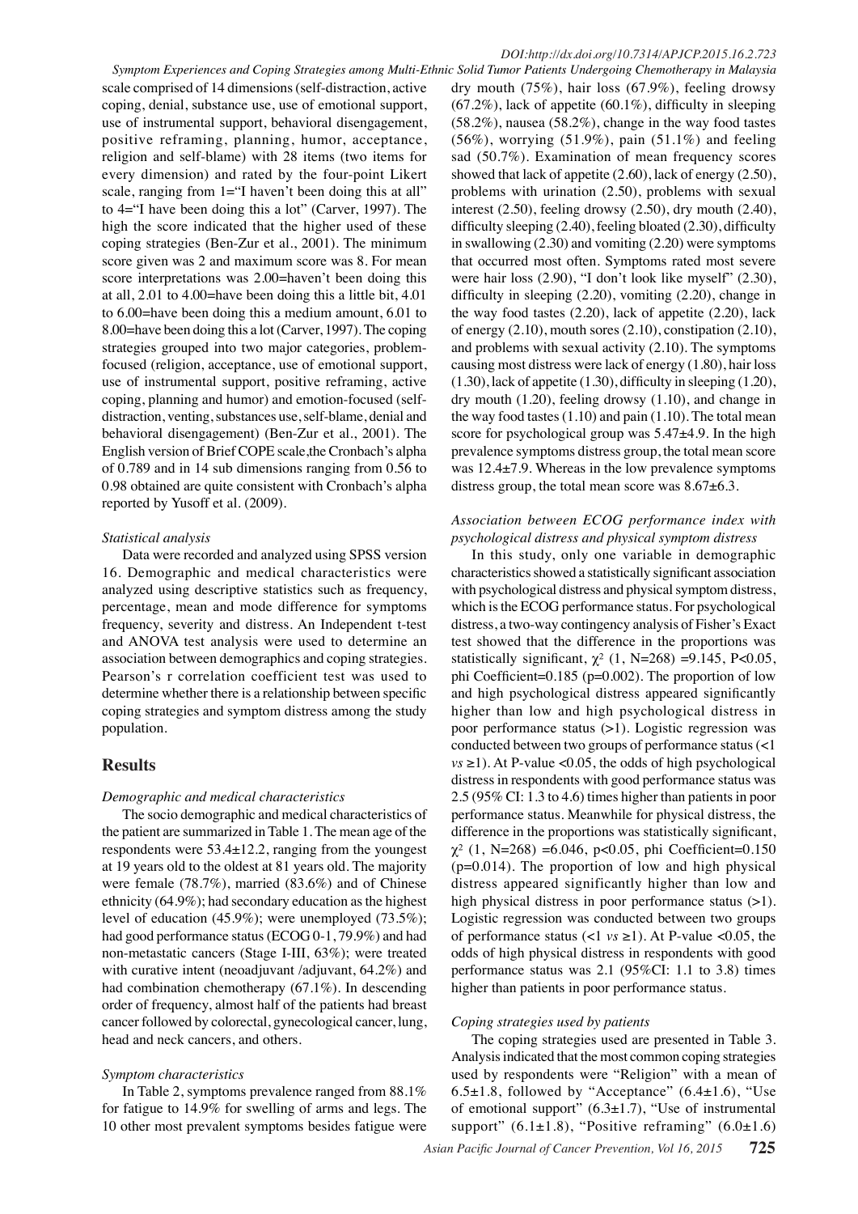scale comprised of 14 dimensions (self-distraction, active coping, denial, substance use, use of emotional support, use of instrumental support, behavioral disengagement, positive reframing, planning, humor, acceptance, religion and self-blame) with 28 items (two items for every dimension) and rated by the four-point Likert scale, ranging from 1="I haven't been doing this at all" to 4="I have been doing this a lot" (Carver, 1997). The high the score indicated that the higher used of these coping strategies (Ben-Zur et al., 2001). The minimum score given was 2 and maximum score was 8. For mean score interpretations was 2.00=haven't been doing this at all, 2.01 to 4.00=have been doing this a little bit, 4.01 to 6.00=have been doing this a medium amount, 6.01 to 8.00=have been doing this a lot (Carver, 1997). The coping strategies grouped into two major categories, problem-focused (religion, acceptance, use of emotional support, use of instrumental support, positive reframing, active coping, planning and humor) and emotion-focused (self-distraction, venting, substances use, self-blame, denial and behavioral disengagement) (Ben-Zur et al., 2001). The English version of Brief COPE scale,the Cronbach's alpha of 0.789 and in 14 sub dimensions ranging from 0.56 to 0.98 obtained are quite consistent with Cronbach's alpha reported by Yusoff et al. (2009).

*Statistical analysis*

Data were recorded and analyzed using SPSS version 16. Demographic and medical characteristics were analyzed using descriptive statistics such as frequency, percentage, mean and mode difference for symptoms frequency, severity and distress. An Independent t-test and ANOVA test analysis were used to determine an association between demographics and coping strategies. Pearson's r correlation coefficient test was used to determine whether there is a relationship between specific coping strategies and symptom distress among the study population.

## Results

*Demographic and medical characteristics*

The socio demographic and medical characteristics of the patient are summarized in Table 1. The mean age of the respondents were 53.4±12.2, ranging from the youngest at 19 years old to the oldest at 81 years old. The majority were female (78.7%), married (83.6%) and of Chinese ethnicity (64.9%); had secondary education as the highest level of education (45.9%); were unemployed (73.5%); had good performance status (ECOG 0-1, 79.9%) and had non-metastatic cancers (Stage I-III, 63%); were treated with curative intent (neoadjuvant /adjuvant, 64.2%) and had combination chemotherapy (67.1%). In descending order of frequency, almost half of the patients had breast cancer followed by colorectal, gynecological cancer, lung, head and neck cancers, and others.

*Symptom characteristics*

In Table 2, symptoms prevalence ranged from 88.1% for fatigue to 14.9% for swelling of arms and legs. The 10 other most prevalent symptoms besides fatigue were dry mouth (75%), hair loss (67.9%), feeling drowsy (67.2%), lack of appetite (60.1%), difficulty in sleeping (58.2%), nausea (58.2%), change in the way food tastes (56%), worrying (51.9%), pain (51.1%) and feeling sad (50.7%). Examination of mean frequency scores showed that lack of appetite (2.60), lack of energy (2.50), problems with urination (2.50), problems with sexual interest (2.50), feeling drowsy (2.50), dry mouth (2.40), difficulty sleeping (2.40), feeling bloated (2.30), difficulty in swallowing (2.30) and vomiting (2.20) were symptoms that occurred most often. Symptoms rated most severe were hair loss (2.90), "I don't look like myself" (2.30), difficulty in sleeping (2.20), vomiting (2.20), change in the way food tastes (2.20), lack of appetite (2.20), lack of energy (2.10), mouth sores (2.10), constipation (2.10), and problems with sexual activity (2.10). The symptoms causing most distress were lack of energy (1.80), hair loss (1.30), lack of appetite (1.30), difficulty in sleeping (1.20), dry mouth (1.20), feeling drowsy (1.10), and change in the way food tastes (1.10) and pain (1.10). The total mean score for psychological group was 5.47±4.9. In the high prevalence symptoms distress group, the total mean score was 12.4±7.9. Whereas in the low prevalence symptoms distress group, the total mean score was 8.67±6.3.

*Association between ECOG performance index with psychological distress and physical symptom distress*

In this study, only one variable in demographic characteristics showed a statistically significant association with psychological distress and physical symptom distress, which is the ECOG performance status. For psychological distress, a two-way contingency analysis of Fisher's Exact test showed that the difference in the proportions was statistically significant, $\chi^2$ (1, N=268) =9.145, P<0.05, phi Coefficient=0.185 (p=0.002). The proportion of low and high psychological distress appeared significantly higher than low and high psychological distress in poor performance status (>1). Logistic regression was conducted between two groups of performance status (<1 *vs* ≥1). At P-value <0.05, the odds of high psychological distress in respondents with good performance status was 2.5 (95% CI: 1.3 to 4.6) times higher than patients in poor performance status. Meanwhile for physical distress, the difference in the proportions was statistically significant, $\chi^2$ (1, N=268) =6.046, p<0.05, phi Coefficient=0.150 (p=0.014). The proportion of low and high physical distress appeared significantly higher than low and high physical distress in poor performance status (>1). Logistic regression was conducted between two groups of performance status (<1 *vs* ≥1). At P-value <0.05, the odds of high physical distress in respondents with good performance status was 2.1 (95%CI: 1.1 to 3.8) times higher than patients in poor performance status.

*Coping strategies used by patients*

The coping strategies used are presented in Table 3. Analysis indicated that the most common coping strategies used by respondents were "Religion" with a mean of 6.5±1.8, followed by "Acceptance" (6.4±1.6), "Use of emotional support" (6.3±1.7), "Use of instrumental support" (6.1±1.8), "Positive reframing" (6.0±1.6)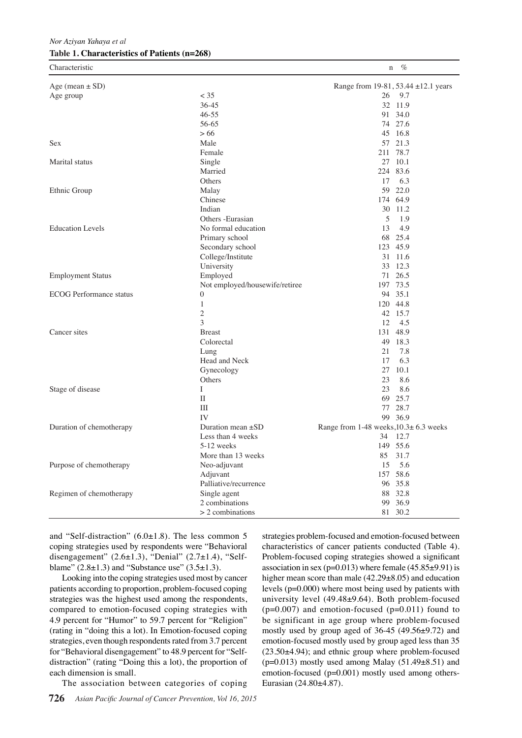**Table 1. Characteristics of Patients (n=268)**

| Characteristic | | n | % |
|---|---|---|---|
| Age (mean ± SD) | | Range from 19-81, 53.44 ±12.1 years | |
| Age group | < 35 | 26 | 9.7 |
| | 36-45 | 32 | 11.9 |
| | 46-55 | 91 | 34.0 |
| | 56-65 | 74 | 27.6 |
| | > 66 | 45 | 16.8 |
| Sex | Male | 57 | 21.3 |
| | Female | 211 | 78.7 |
| Marital status | Single | 27 | 10.1 |
| | Married | 224 | 83.6 |
| | Others | 17 | 6.3 |
| Ethnic Group | Malay | 59 | 22.0 |
| | Chinese | 174 | 64.9 |
| | Indian | 30 | 11.2 |
| | Others -Eurasian | 5 | 1.9 |
| Education Levels | No formal education | 13 | 4.9 |
| | Primary school | 68 | 25.4 |
| | Secondary school | 123 | 45.9 |
| | College/Institute | 31 | 11.6 |
| | University | 33 | 12.3 |
| Employment Status | Employed | 71 | 26.5 |
| | Not employed/housewife/retiree | 197 | 73.5 |
| ECOG Performance status | 0 | 94 | 35.1 |
| | 1 | 120 | 44.8 |
| | 2 | 42 | 15.7 |
| | 3 | 12 | 4.5 |
| Cancer sites | Breast | 131 | 48.9 |
| | Colorectal | 49 | 18.3 |
| | Lung | 21 | 7.8 |
| | Head and Neck | 17 | 6.3 |
| | Gynecology | 27 | 10.1 |
| | Others | 23 | 8.6 |
| Stage of disease | I | 23 | 8.6 |
| | II | 69 | 25.7 |
| | III | 77 | 28.7 |
| | IV | 99 | 36.9 |
| Duration of chemotherapy | Duration mean ±SD | Range from 1-48 weeks,10.3± 6.3 weeks | |
| | Less than 4 weeks | 34 | 12.7 |
| | 5-12 weeks | 149 | 55.6 |
| | More than 13 weeks | 85 | 31.7 |
| Purpose of chemotherapy | Neo-adjuvant | 15 | 5.6 |
| | Adjuvant | 157 | 58.6 |
| | Palliative/recurrence | 96 | 35.8 |
| Regimen of chemotherapy | Single agent | 88 | 32.8 |
| | 2 combinations | 99 | 36.9 |
| | > 2 combinations | 81 | 30.2 |

and "Self-distraction" (6.0±1.8). The less common 5 coping strategies used by respondents were "Behavioral disengagement" (2.6±1.3), "Denial" (2.7±1.4), "Self-blame" (2.8±1.3) and "Substance use" (3.5±1.3).

Looking into the coping strategies used most by cancer patients according to proportion, problem-focused coping strategies was the highest used among the respondents, compared to emotion-focused coping strategies with 4.9 percent for "Humor" to 59.7 percent for "Religion" (rating in "doing this a lot). In Emotion-focused coping strategies, even though respondents rated from 3.7 percent for "Behavioral disengagement" to 48.9 percent for "Self-distraction" (rating "Doing this a lot), the proportion of each dimension is small.

The association between categories of coping strategies problem-focused and emotion-focused between characteristics of cancer patients conducted (Table 4). Problem-focused coping strategies showed a significant association in sex (p=0.013) where female (45.85±9.91) is higher mean score than male (42.29±8.05) and education levels (p=0.000) where most being used by patients with university level (49.48±9.64). Both problem-focused (p=0.007) and emotion-focused (p=0.011) found to be significant in age group where problem-focused mostly used by group aged of 36-45 (49.56±9.72) and emotion-focused mostly used by group aged less than 35 (23.50±4.94); and ethnic group where problem-focused (p=0.013) mostly used among Malay (51.49±8.51) and emotion-focused (p=0.001) mostly used among others-Eurasian (24.80±4.87).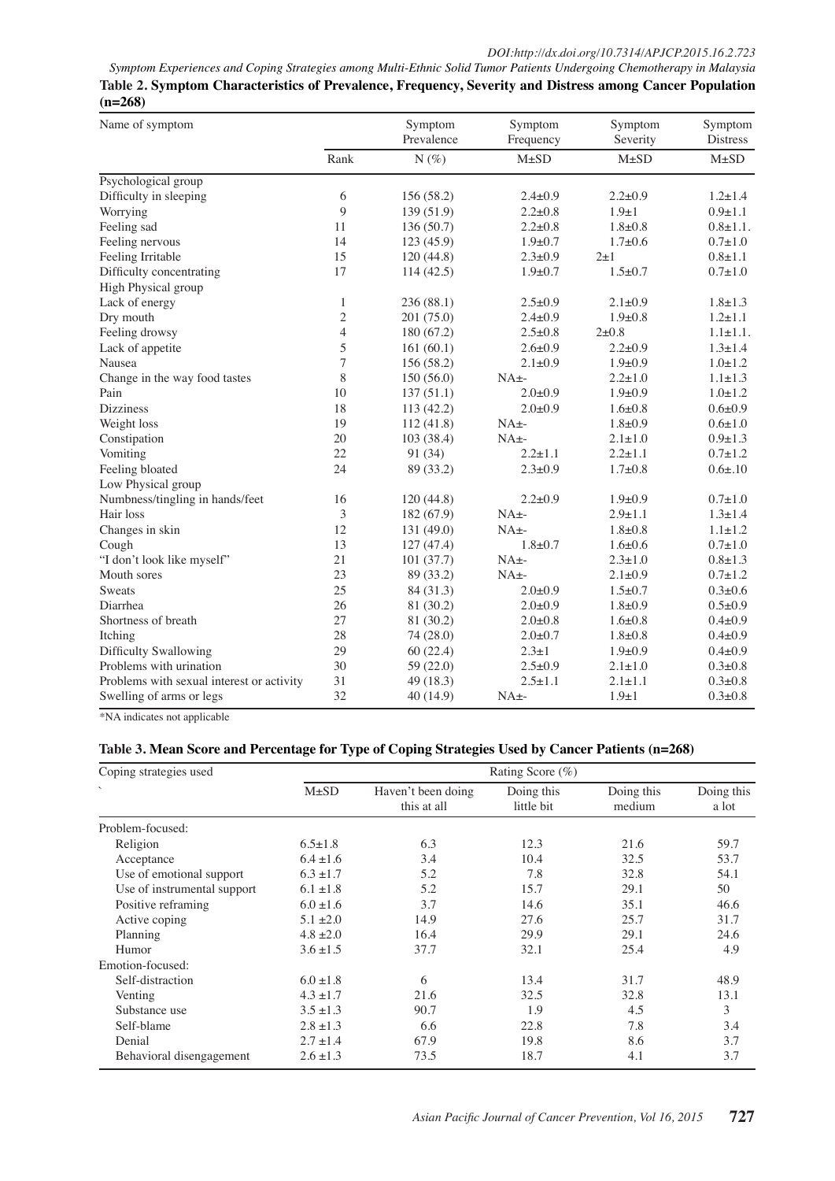**Table 2. Symptom Characteristics of Prevalence, Frequency, Severity and Distress among Cancer Population (n=268)**

| Name of symptom | | Symptom Prevalence | Symptom Frequency | Symptom Severity | Symptom Distress |
|---|---|---|---|---|---|
| | Rank | N (%) | M±SD | M±SD | M±SD |
| Psychological group | | | | | |
| Difficulty in sleeping | 6 | 156 (58.2) | 2.4±0.9 | 2.2±0.9 | 1.2±1.4 |
| Worrying | 9 | 139 (51.9) | 2.2±0.8 | 1.9±1 | 0.9±1.1 |
| Feeling sad | 11 | 136 (50.7) | 2.2±0.8 | 1.8±0.8 | 0.8±1.1. |
| Feeling nervous | 14 | 123 (45.9) | 1.9±0.7 | 1.7±0.6 | 0.7±1.0 |
| Feeling Irritable | 15 | 120 (44.8) | 2.3±0.9 | 2±1 | 0.8±1.1 |
| Difficulty concentrating | 17 | 114 (42.5) | 1.9±0.7 | 1.5±0.7 | 0.7±1.0 |
| High Physical group | | | | | |
| Lack of energy | 1 | 236 (88.1) | 2.5±0.9 | 2.1±0.9 | 1.8±1.3 |
| Dry mouth | 2 | 201 (75.0) | 2.4±0.9 | 1.9±0.8 | 1.2±1.1 |
| Feeling drowsy | 4 | 180 (67.2) | 2.5±0.8 | 2±0.8 | 1.1±1.1. |
| Lack of appetite | 5 | 161 (60.1) | 2.6±0.9 | 2.2±0.9 | 1.3±1.4 |
| Nausea | 7 | 156 (58.2) | 2.1±0.9 | 1.9±0.9 | 1.0±1.2 |
| Change in the way food tastes | 8 | 150 (56.0) | NA±- | 2.2±1.0 | 1.1±1.3 |
| Pain | 10 | 137 (51.1) | 2.0±0.9 | 1.9±0.9 | 1.0±1.2 |
| Dizziness | 18 | 113 (42.2) | 2.0±0.9 | 1.6±0.8 | 0.6±0.9 |
| Weight loss | 19 | 112 (41.8) | NA±- | 1.8±0.9 | 0.6±1.0 |
| Constipation | 20 | 103 (38.4) | NA±- | 2.1±1.0 | 0.9±1.3 |
| Vomiting | 22 | 91 (34) | 2.2±1.1 | 2.2±1.1 | 0.7±1.2 |
| Feeling bloated | 24 | 89 (33.2) | 2.3±0.9 | 1.7±0.8 | 0.6±.10 |
| Low Physical group | | | | | |
| Numbness/tingling in hands/feet | 16 | 120 (44.8) | 2.2±0.9 | 1.9±0.9 | 0.7±1.0 |
| Hair loss | 3 | 182 (67.9) | NA±- | 2.9±1.1 | 1.3±1.4 |
| Changes in skin | 12 | 131 (49.0) | NA±- | 1.8±0.8 | 1.1±1.2 |
| Cough | 13 | 127 (47.4) | 1.8±0.7 | 1.6±0.6 | 0.7±1.0 |
| "I don't look like myself" | 21 | 101 (37.7) | NA±- | 2.3±1.0 | 0.8±1.3 |
| Mouth sores | 23 | 89 (33.2) | NA±- | 2.1±0.9 | 0.7±1.2 |
| Sweats | 25 | 84 (31.3) | 2.0±0.9 | 1.5±0.7 | 0.3±0.6 |
| Diarrhea | 26 | 81 (30.2) | 2.0±0.9 | 1.8±0.9 | 0.5±0.9 |
| Shortness of breath | 27 | 81 (30.2) | 2.0±0.8 | 1.6±0.8 | 0.4±0.9 |
| Itching | 28 | 74 (28.0) | 2.0±0.7 | 1.8±0.8 | 0.4±0.9 |
| Difficulty Swallowing | 29 | 60 (22.4) | 2.3±1 | 1.9±0.9 | 0.4±0.9 |
| Problems with urination | 30 | 59 (22.0) | 2.5±0.9 | 2.1±1.0 | 0.3±0.8 |
| Problems with sexual interest or activity | 31 | 49 (18.3) | 2.5±1.1 | 2.1±1.1 | 0.3±0.8 |
| Swelling of arms or legs | 32 | 40 (14.9) | NA±- | 1.9±1 | 0.3±0.8 |

*NA indicates not applicable

**Table 3. Mean Score and Percentage for Type of Coping Strategies Used by Cancer Patients (n=268)**

| Coping strategies used | Rating Score (%) | | | | |
|---|---|---|---|---|---|
| ` | M±SD | Haven't been doing this at all | Doing this little bit | Doing this medium | Doing this a lot |
| Problem-focused: | | | | | |
| Religion | 6.5±1.8 | 6.3 | 12.3 | 21.6 | 59.7 |
| Acceptance | 6.4 ±1.6 | 3.4 | 10.4 | 32.5 | 53.7 |
| Use of emotional support | 6.3 ±1.7 | 5.2 | 7.8 | 32.8 | 54.1 |
| Use of instrumental support | 6.1 ±1.8 | 5.2 | 15.7 | 29.1 | 50 |
| Positive reframing | 6.0 ±1.6 | 3.7 | 14.6 | 35.1 | 46.6 |
| Active coping | 5.1 ±2.0 | 14.9 | 27.6 | 25.7 | 31.7 |
| Planning | 4.8 ±2.0 | 16.4 | 29.9 | 29.1 | 24.6 |
| Humor | 3.6 ±1.5 | 37.7 | 32.1 | 25.4 | 4.9 |
| Emotion-focused: | | | | | |
| Self-distraction | 6.0 ±1.8 | 6 | 13.4 | 31.7 | 48.9 |
| Venting | 4.3 ±1.7 | 21.6 | 32.5 | 32.8 | 13.1 |
| Substance use | 3.5 ±1.3 | 90.7 | 1.9 | 4.5 | 3 |
| Self-blame | 2.8 ±1.3 | 6.6 | 22.8 | 7.8 | 3.4 |
| Denial | 2.7 ±1.4 | 67.9 | 19.8 | 8.6 | 3.7 |
| Behavioral disengagement | 2.6 ±1.3 | 73.5 | 18.7 | 4.1 | 3.7 |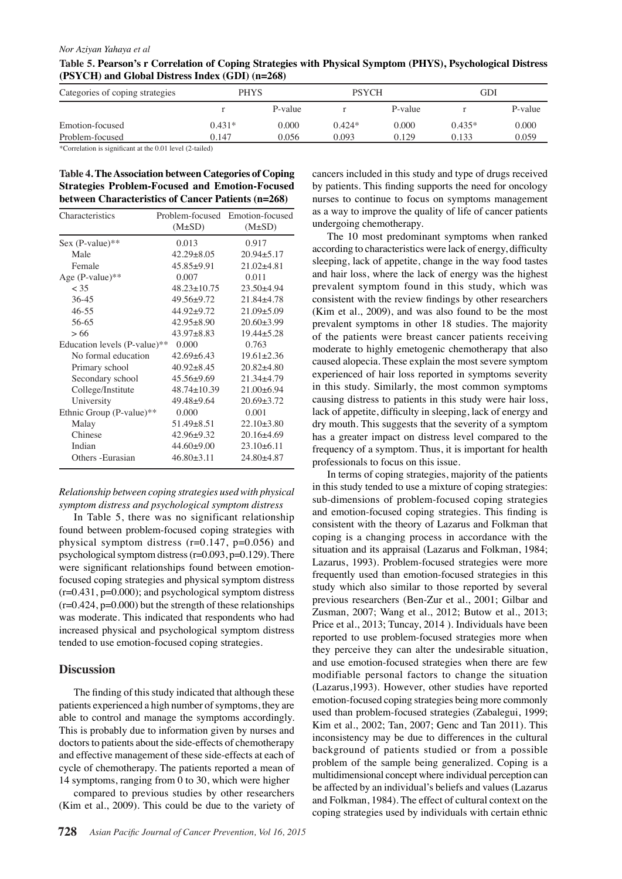**Table 5. Pearson's r Correlation of Coping Strategies with Physical Symptom (PHYS), Psychological Distress (PSYCH) and Global Distress Index (GDI) (n=268)**

| Categories of coping strategies | PHYS | | PSYCH | | GDI | |
|---|---|---|---|---|---|---|
| | r | P-value | r | P-value | r | P-value |
| Emotion-focused | 0.431* | 0.000 | 0.424* | 0.000 | 0.435* | 0.000 |
| Problem-focused | 0.147 | 0.056 | 0.093 | 0.129 | 0.133 | 0.059 |

*Correlation is significant at the 0.01 level (2-tailed)

**Table 4. The Association between Categories of Coping Strategies Problem-Focused and Emotion-Focused between Characteristics of Cancer Patients (n=268)**

| Characteristics | Problem-focused (M±SD) | Emotion-focused (M±SD) |
|---|---|---|
| Sex (P-value)** | 0.013 | 0.917 |
| Male | 42.29±8.05 | 20.94±5.17 |
| Female | 45.85±9.91 | 21.02±4.81 |
| Age (P-value)** | 0.007 | 0.011 |
| < 35 | 48.23±10.75 | 23.50±4.94 |
| 36-45 | 49.56±9.72 | 21.84±4.78 |
| 46-55 | 44.92±9.72 | 21.09±5.09 |
| 56-65 | 42.95±8.90 | 20.60±3.99 |
| > 66 | 43.97±8.83 | 19.44±5.28 |
| Education levels (P-value)** | 0.000 | 0.763 |
| No formal education | 42.69±6.43 | 19.61±2.36 |
| Primary school | 40.92±8.45 | 20.82±4.80 |
| Secondary school | 45.56±9.69 | 21.34±4.79 |
| College/Institute | 48.74±10.39 | 21.00±6.94 |
| University | 49.48±9.64 | 20.69±3.72 |
| Ethnic Group (P-value)** | 0.000 | 0.001 |
| Malay | 51.49±8.51 | 22.10±3.80 |
| Chinese | 42.96±9.32 | 20.16±4.69 |
| Indian | 44.60±9.00 | 23.10±6.11 |
| Others -Eurasian | 46.80±3.11 | 24.80±4.87 |

*Relationship between coping strategies used with physical symptom distress and psychological symptom distress*

In Table 5, there was no significant relationship found between problem-focused coping strategies with physical symptom distress (r=0.147, p=0.056) and psychological symptom distress (r=0.093, p=0.129). There were significant relationships found between emotion-focused coping strategies and physical symptom distress (r=0.431, p=0.000); and psychological symptom distress (r=0.424, p=0.000) but the strength of these relationships was moderate. This indicated that respondents who had increased physical and psychological symptom distress tended to use emotion-focused coping strategies.

## Discussion

The finding of this study indicated that although these patients experienced a high number of symptoms, they are able to control and manage the symptoms accordingly. This is probably due to information given by nurses and doctors to patients about the side-effects of chemotherapy and effective management of these side-effects at each of cycle of chemotherapy. The patients reported a mean of 14 symptoms, ranging from 0 to 30, which were higher compared to previous studies by other researchers (Kim et al., 2009). This could be due to the variety of cancers included in this study and type of drugs received by patients. This finding supports the need for oncology nurses to continue to focus on symptoms management as a way to improve the quality of life of cancer patients undergoing chemotherapy.

The 10 most predominant symptoms when ranked according to characteristics were lack of energy, difficulty sleeping, lack of appetite, change in the way food tastes and hair loss, where the lack of energy was the highest prevalent symptom found in this study, which was consistent with the review findings by other researchers (Kim et al., 2009), and was also found to be the most prevalent symptoms in other 18 studies. The majority of the patients were breast cancer patients receiving moderate to highly emetogenic chemotherapy that also caused alopecia. These explain the most severe symptom experienced of hair loss reported in symptoms severity in this study. Similarly, the most common symptoms causing distress to patients in this study were hair loss, lack of appetite, difficulty in sleeping, lack of energy and dry mouth. This suggests that the severity of a symptom has a greater impact on distress level compared to the frequency of a symptom. Thus, it is important for health professionals to focus on this issue.

In terms of coping strategies, majority of the patients in this study tended to use a mixture of coping strategies: sub-dimensions of problem-focused coping strategies and emotion-focused coping strategies. This finding is consistent with the theory of Lazarus and Folkman that coping is a changing process in accordance with the situation and its appraisal (Lazarus and Folkman, 1984; Lazarus, 1993). Problem-focused strategies were more frequently used than emotion-focused strategies in this study which also similar to those reported by several previous researchers (Ben-Zur et al., 2001; Gilbar and Zusman, 2007; Wang et al., 2012; Butow et al., 2013; Price et al., 2013; Tuncay, 2014 ). Individuals have been reported to use problem-focused strategies more when they perceive they can alter the undesirable situation, and use emotion-focused strategies when there are few modifiable personal factors to change the situation (Lazarus,1993). However, other studies have reported emotion-focused coping strategies being more commonly used than problem-focused strategies (Zabalegui, 1999; Kim et al., 2002; Tan, 2007; Genc and Tan 2011). This inconsistency may be due to differences in the cultural background of patients studied or from a possible problem of the sample being generalized. Coping is a multidimensional concept where individual perception can be affected by an individual's beliefs and values (Lazarus and Folkman, 1984). The effect of cultural context on the coping strategies used by individuals with certain ethnic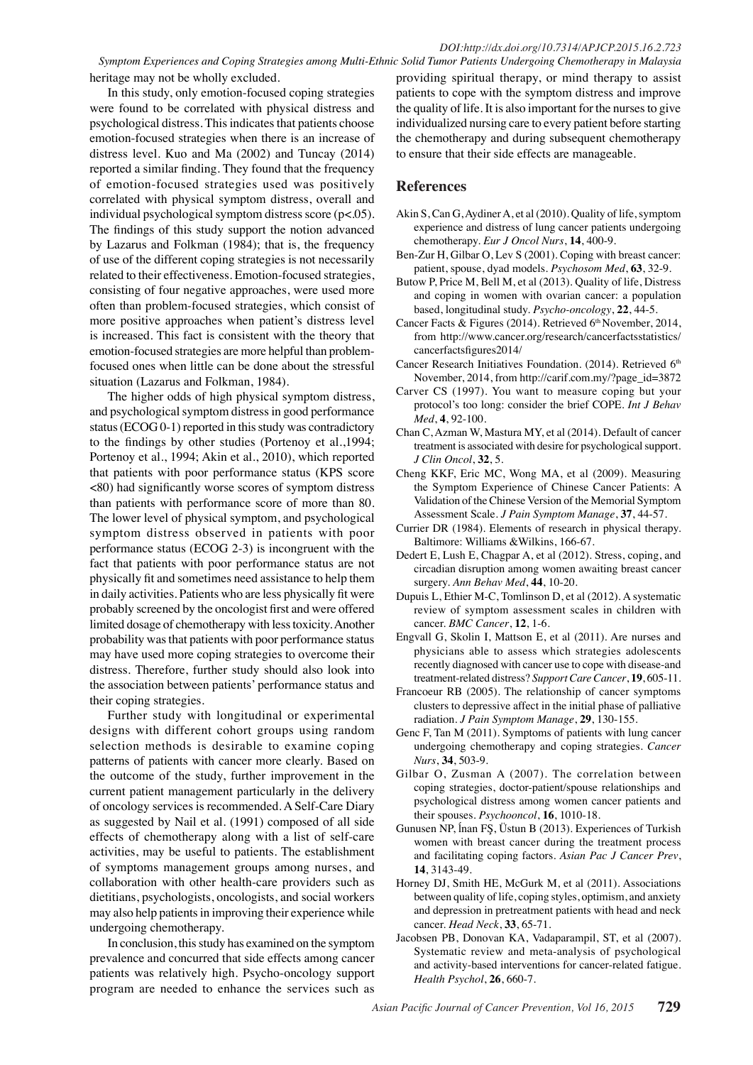heritage may not be wholly excluded.

In this study, only emotion-focused coping strategies were found to be correlated with physical distress and psychological distress. This indicates that patients choose emotion-focused strategies when there is an increase of distress level. Kuo and Ma (2002) and Tuncay (2014) reported a similar finding. They found that the frequency of emotion-focused strategies used was positively correlated with physical symptom distress, overall and individual psychological symptom distress score ($p<.05$). The findings of this study support the notion advanced by Lazarus and Folkman (1984); that is, the frequency of use of the different coping strategies is not necessarily related to their effectiveness. Emotion-focused strategies, consisting of four negative approaches, were used more often than problem-focused strategies, which consist of more positive approaches when patient's distress level is increased. This fact is consistent with the theory that emotion-focused strategies are more helpful than problem-focused ones when little can be done about the stressful situation (Lazarus and Folkman, 1984).

The higher odds of high physical symptom distress, and psychological symptom distress in good performance status (ECOG 0-1) reported in this study was contradictory to the findings by other studies (Portenoy et al.,1994; Portenoy et al., 1994; Akin et al., 2010), which reported that patients with poor performance status (KPS score <80) had significantly worse scores of symptom distress than patients with performance score of more than 80. The lower level of physical symptom, and psychological symptom distress observed in patients with poor performance status (ECOG 2-3) is incongruent with the fact that patients with poor performance status are not physically fit and sometimes need assistance to help them in daily activities. Patients who are less physically fit were probably screened by the oncologist first and were offered limited dosage of chemotherapy with less toxicity. Another probability was that patients with poor performance status may have used more coping strategies to overcome their distress. Therefore, further study should also look into the association between patients' performance status and their coping strategies.

Further study with longitudinal or experimental designs with different cohort groups using random selection methods is desirable to examine coping patterns of patients with cancer more clearly. Based on the outcome of the study, further improvement in the current patient management particularly in the delivery of oncology services is recommended. A Self-Care Diary as suggested by Nail et al. (1991) composed of all side effects of chemotherapy along with a list of self-care activities, may be useful to patients. The establishment of symptoms management groups among nurses, and collaboration with other health-care providers such as dietitians, psychologists, oncologists, and social workers may also help patients in improving their experience while undergoing chemotherapy.

In conclusion, this study has examined on the symptom prevalence and concurred that side effects among cancer patients was relatively high. Psycho-oncology support program are needed to enhance the services such as providing spiritual therapy, or mind therapy to assist patients to cope with the symptom distress and improve the quality of life. It is also important for the nurses to give individualized nursing care to every patient before starting the chemotherapy and during subsequent chemotherapy to ensure that their side effects are manageable.

## References

Akin S, Can G, Aydiner A, et al (2010). Quality of life, symptom experience and distress of lung cancer patients undergoing chemotherapy. *Eur J Oncol Nurs*, **14**, 400-9.

Ben-Zur H, Gilbar O, Lev S (2001). Coping with breast cancer: patient, spouse, dyad models. *Psychosom Med*, **63**, 32-9.

Butow P, Price M, Bell M, et al (2013). Quality of life, Distress and coping in women with ovarian cancer: a population based, longitudinal study. *Psycho-oncology*, **22**, 44-5.

Cancer Facts & Figures (2014). Retrieved 6th November, 2014, from http://www.cancer.org/research/cancerfactsstatistics/cancerfactsfigures2014/

Cancer Research Initiatives Foundation. (2014). Retrieved 6th November, 2014, from http://carif.com.my/?page_id=3872

Carver CS (1997). You want to measure coping but your protocol's too long: consider the brief COPE. *Int J Behav Med*, **4**, 92-100.

Chan C, Azman W, Mastura MY, et al (2014). Default of cancer treatment is associated with desire for psychological support. *J Clin Oncol*, **32**, 5.

Cheng KKF, Eric MC, Wong MA, et al (2009). Measuring the Symptom Experience of Chinese Cancer Patients: A Validation of the Chinese Version of the Memorial Symptom Assessment Scale. *J Pain Symptom Manage*, **37**, 44-57.

Currier DR (1984). Elements of research in physical therapy. Baltimore: Williams &Wilkins, 166-67.

Dedert E, Lush E, Chagpar A, et al (2012). Stress, coping, and circadian disruption among women awaiting breast cancer surgery. *Ann Behav Med*, **44**, 10-20.

Dupuis L, Ethier M-C, Tomlinson D, et al (2012). A systematic review of symptom assessment scales in children with cancer. *BMC Cancer*, **12**, 1-6.

Engvall G, Skolin I, Mattson E, et al (2011). Are nurses and physicians able to assess which strategies adolescents recently diagnosed with cancer use to cope with disease-and treatment-related distress? *Support Care Cancer*, **19**, 605-11.

Francoeur RB (2005). The relationship of cancer symptoms clusters to depressive affect in the initial phase of palliative radiation. *J Pain Symptom Manage*, **29**, 130-155.

Genc F, Tan M (2011). Symptoms of patients with lung cancer undergoing chemotherapy and coping strategies. *Cancer Nurs*, **34**, 503-9.

Gilbar O, Zusman A (2007). The correlation between coping strategies, doctor-patient/spouse relationships and psychological distress among women cancer patients and their spouses. *Psychooncol*, **16**, 1010-18.

Gunusen NP, İnan FŞ, Üstun B (2013). Experiences of Turkish women with breast cancer during the treatment process and facilitating coping factors. *Asian Pac J Cancer Prev*, **14**, 3143-49.

Horney DJ, Smith HE, McGurk M, et al (2011). Associations between quality of life, coping styles, optimism, and anxiety and depression in pretreatment patients with head and neck cancer. *Head Neck*, **33**, 65-71.

Jacobsen PB, Donovan KA, Vadaparampil, ST, et al (2007). Systematic review and meta-analysis of psychological and activity-based interventions for cancer-related fatigue. *Health Psychol*, **26**, 660-7.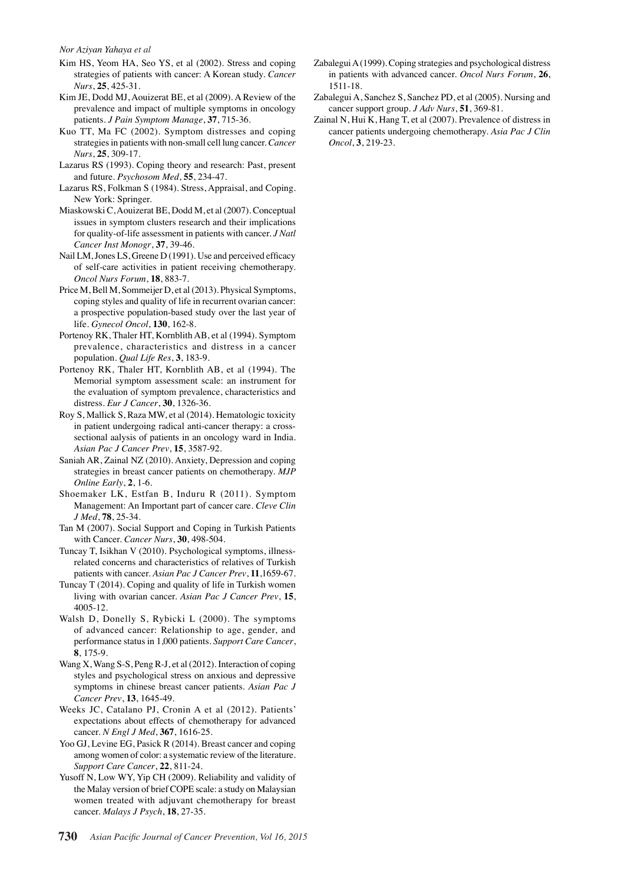Kim HS, Yeom HA, Seo YS, et al (2002). Stress and coping strategies of patients with cancer: A Korean study. *Cancer Nurs*, **25**, 425-31.

Kim JE, Dodd MJ, Aouizerat BE, et al (2009). A Review of the prevalence and impact of multiple symptoms in oncology patients. *J Pain Symptom Manage*, **37**, 715-36.

Kuo TT, Ma FC (2002). Symptom distresses and coping strategies in patients with non-small cell lung cancer. *Cancer Nurs*, **25**, 309-17.

Lazarus RS (1993). Coping theory and research: Past, present and future. *Psychosom Med*, **55**, 234-47.

Lazarus RS, Folkman S (1984). Stress, Appraisal, and Coping. New York: Springer.

Miaskowski C, Aouizerat BE, Dodd M, et al (2007). Conceptual issues in symptom clusters research and their implications for quality-of-life assessment in patients with cancer. *J Natl Cancer Inst Monogr*, **37**, 39-46.

Nail LM, Jones LS, Greene D (1991). Use and perceived efficacy of self-care activities in patient receiving chemotherapy. *Oncol Nurs Forum*, **18**, 883-7.

Price M, Bell M, Sommeijer D, et al (2013). Physical Symptoms, coping styles and quality of life in recurrent ovarian cancer: a prospective population-based study over the last year of life. *Gynecol Oncol*, **130**, 162-8.

Portenoy RK, Thaler HT, Kornblith AB, et al (1994). Symptom prevalence, characteristics and distress in a cancer population. *Qual Life Res*, **3**, 183-9.

Portenoy RK, Thaler HT, Kornblith AB, et al (1994). The Memorial symptom assessment scale: an instrument for the evaluation of symptom prevalence, characteristics and distress. *Eur J Cancer*, **30**, 1326-36.

Roy S, Mallick S, Raza MW, et al (2014). Hematologic toxicity in patient undergoing radical anti-cancer therapy: a cross-sectional aalysis of patients in an oncology ward in India. *Asian Pac J Cancer Prev*, **15**, 3587-92.

Saniah AR, Zainal NZ (2010). Anxiety, Depression and coping strategies in breast cancer patients on chemotherapy. *MJP Online Early*, **2**, 1-6.

Shoemaker LK, Estfan B, Induru R (2011). Symptom Management: An Important part of cancer care. *Cleve Clin J Med*, **78**, 25-34.

Tan M (2007). Social Support and Coping in Turkish Patients with Cancer. *Cancer Nurs*, **30**, 498-504.

Tuncay T, Isikhan V (2010). Psychological symptoms, illness-related concerns and characteristics of relatives of Turkish patients with cancer. *Asian Pac J Cancer Prev*, **11**,1659-67.

Tuncay T (2014). Coping and quality of life in Turkish women living with ovarian cancer. *Asian Pac J Cancer Prev*, **15**, 4005-12.

Walsh D, Donelly S, Rybicki L (2000). The symptoms of advanced cancer: Relationship to age, gender, and performance status in 1,000 patients. *Support Care Cancer*, **8**, 175-9.

Wang X, Wang S-S, Peng R-J, et al (2012). Interaction of coping styles and psychological stress on anxious and depressive symptoms in chinese breast cancer patients. *Asian Pac J Cancer Prev*, **13**, 1645-49.

Weeks JC, Catalano PJ, Cronin A et al (2012). Patients' expectations about effects of chemotherapy for advanced cancer. *N Engl J Med*, **367**, 1616-25.

Yoo GJ, Levine EG, Pasick R (2014). Breast cancer and coping among women of color: a systematic review of the literature. *Support Care Cancer*, **22**, 811-24.

Yusoff N, Low WY, Yip CH (2009). Reliability and validity of the Malay version of brief COPE scale: a study on Malaysian women treated with adjuvant chemotherapy for breast cancer. *Malays J Psych*, **18**, 27-35.

Zabalegui A (1999). Coping strategies and psychological distress in patients with advanced cancer. *Oncol Nurs Forum*, **26**, 1511-18.

Zabalegui A, Sanchez S, Sanchez PD, et al (2005). Nursing and cancer support group. *J Adv Nurs*, **51**, 369-81.

Zainal N, Hui K, Hang T, et al (2007). Prevalence of distress in cancer patients undergoing chemotherapy. *Asia Pac J Clin Oncol*, **3**, 219-23.